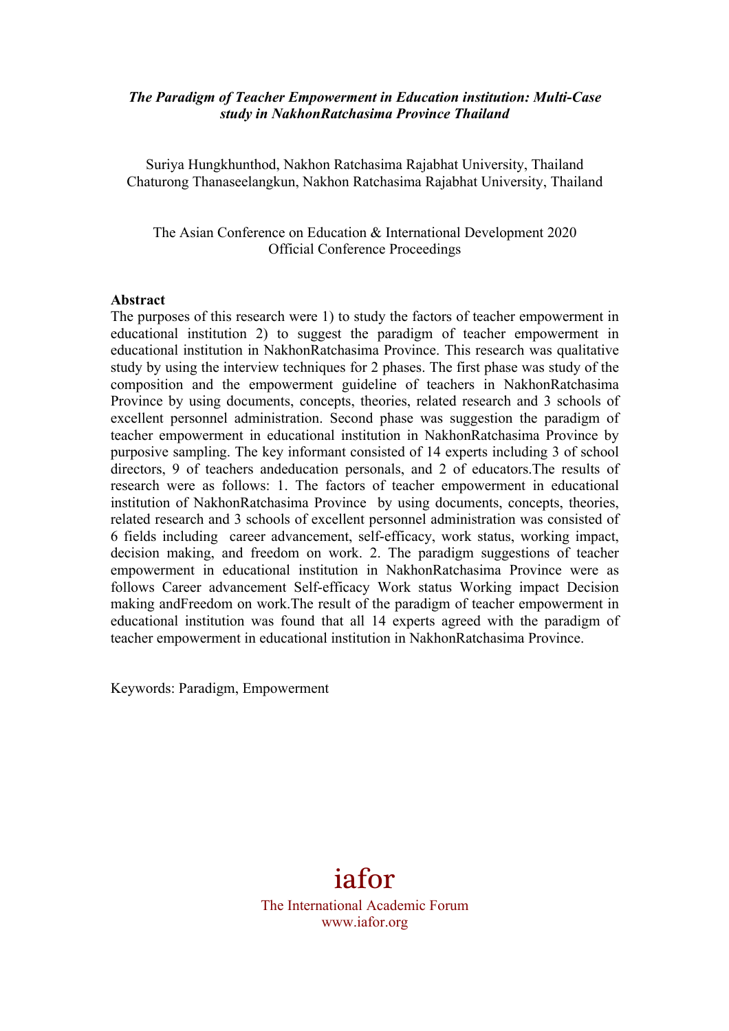***The Paradigm of Teacher Empowerment in Education institution: Multi-Case study in NakhonRatchasima Province Thailand***

Suriya Hungkhunthod, Nakhon Ratchasima Rajabhat University, Thailand
Chaturong Thanaseelangkun, Nakhon Ratchasima Rajabhat University, Thailand

The Asian Conference on Education & International Development 2020
Official Conference Proceedings

**Abstract**

The purposes of this research were 1) to study the factors of teacher empowerment in educational institution 2) to suggest the paradigm of teacher empowerment in educational institution in NakhonRatchasima Province. This research was qualitative study by using the interview techniques for 2 phases. The first phase was study of the composition and the empowerment guideline of teachers in NakhonRatchasima Province by using documents, concepts, theories, related research and 3 schools of excellent personnel administration. Second phase was suggestion the paradigm of teacher empowerment in educational institution in NakhonRatchasima Province by purposive sampling. The key informant consisted of 14 experts including 3 of school directors, 9 of teachers andeducation personals, and 2 of educators.The results of research were as follows: 1. The factors of teacher empowerment in educational institution of NakhonRatchasima Province by using documents, concepts, theories, related research and 3 schools of excellent personnel administration was consisted of 6 fields including career advancement, self-efficacy, work status, working impact, decision making, and freedom on work. 2. The paradigm suggestions of teacher empowerment in educational institution in NakhonRatchasima Province were as follows Career advancement Self-efficacy Work status Working impact Decision making andFreedom on work.The result of the paradigm of teacher empowerment in educational institution was found that all 14 experts agreed with the paradigm of teacher empowerment in educational institution in NakhonRatchasima Province.

Keywords: Paradigm, Empowerment

iafor
The International Academic Forum
www.iafor.org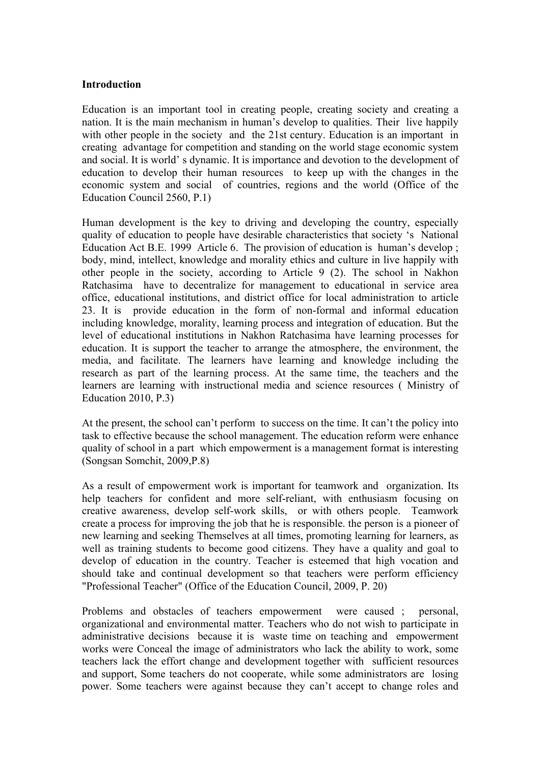**Introduction**

Education is an important tool in creating people, creating society and creating a nation. It is the main mechanism in human's develop to qualities. Their live happily with other people in the society and the 21st century. Education is an important in creating advantage for competition and standing on the world stage economic system and social. It is world' s dynamic. It is importance and devotion to the development of education to develop their human resources to keep up with the changes in the economic system and social of countries, regions and the world (Office of the Education Council 2560, P.1)

Human development is the key to driving and developing the country, especially quality of education to people have desirable characteristics that society 's National Education Act B.E. 1999 Article 6. The provision of education is human's develop ; body, mind, intellect, knowledge and morality ethics and culture in live happily with other people in the society, according to Article 9 (2). The school in Nakhon Ratchasima have to decentralize for management to educational in service area office, educational institutions, and district office for local administration to article 23. It is provide education in the form of non-formal and informal education including knowledge, morality, learning process and integration of education. But the level of educational institutions in Nakhon Ratchasima have learning processes for education. It is support the teacher to arrange the atmosphere, the environment, the media, and facilitate. The learners have learning and knowledge including the research as part of the learning process. At the same time, the teachers and the learners are learning with instructional media and science resources ( Ministry of Education 2010, P.3)

At the present, the school can't perform to success on the time. It can't the policy into task to effective because the school management. The education reform were enhance quality of school in a part which empowerment is a management format is interesting (Songsan Somchit, 2009,P.8)

As a result of empowerment work is important for teamwork and organization. Its help teachers for confident and more self-reliant, with enthusiasm focusing on creative awareness, develop self-work skills, or with others people. Teamwork create a process for improving the job that he is responsible. the person is a pioneer of new learning and seeking Themselves at all times, promoting learning for learners, as well as training students to become good citizens. They have a quality and goal to develop of education in the country. Teacher is esteemed that high vocation and should take and continual development so that teachers were perform efficiency "Professional Teacher" (Office of the Education Council, 2009, P. 20)

Problems and obstacles of teachers empowerment were caused ; personal, organizational and environmental matter. Teachers who do not wish to participate in administrative decisions because it is waste time on teaching and empowerment works were Conceal the image of administrators who lack the ability to work, some teachers lack the effort change and development together with sufficient resources and support, Some teachers do not cooperate, while some administrators are losing power. Some teachers were against because they can't accept to change roles and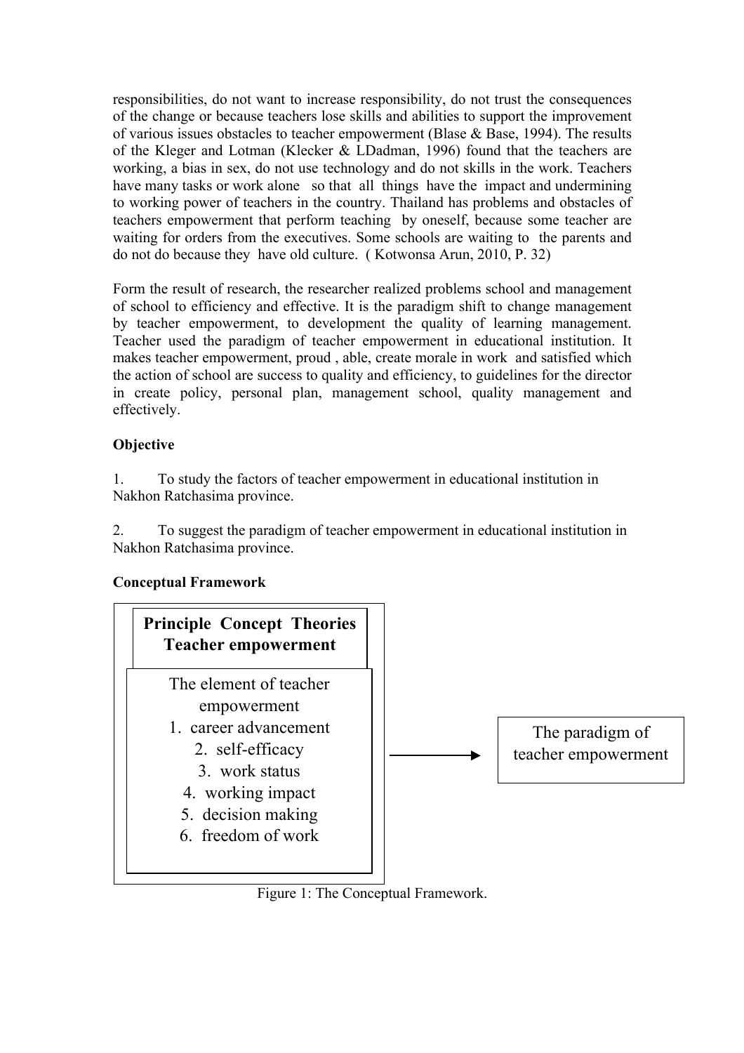responsibilities, do not want to increase responsibility, do not trust the consequences of the change or because teachers lose skills and abilities to support the improvement of various issues obstacles to teacher empowerment (Blase & Base, 1994). The results of the Kleger and Lotman (Klecker & LDadman, 1996) found that the teachers are working, a bias in sex, do not use technology and do not skills in the work. Teachers have many tasks or work alone so that all things have the impact and undermining to working power of teachers in the country. Thailand has problems and obstacles of teachers empowerment that perform teaching by oneself, because some teacher are waiting for orders from the executives. Some schools are waiting to the parents and do not do because they have old culture. ( Kotwonsa Arun, 2010, P. 32)

Form the result of research, the researcher realized problems school and management of school to efficiency and effective. It is the paradigm shift to change management by teacher empowerment, to development the quality of learning management. Teacher used the paradigm of teacher empowerment in educational institution. It makes teacher empowerment, proud , able, create morale in work and satisfied which the action of school are success to quality and efficiency, to guidelines for the director in create policy, personal plan, management school, quality management and effectively.

**Objective**

1. To study the factors of teacher empowerment in educational institution in Nakhon Ratchasima province.

2. To suggest the paradigm of teacher empowerment in educational institution in Nakhon Ratchasima province.

**Conceptual Framework**

**Principle Concept Theories Teacher empowerment**

The element of teacher empowerment
1. career advancement
2. self-efficacy
3. work status
4. working impact
5. decision making
6. freedom of work

The paradigm of teacher empowerment

Figure 1: The Conceptual Framework.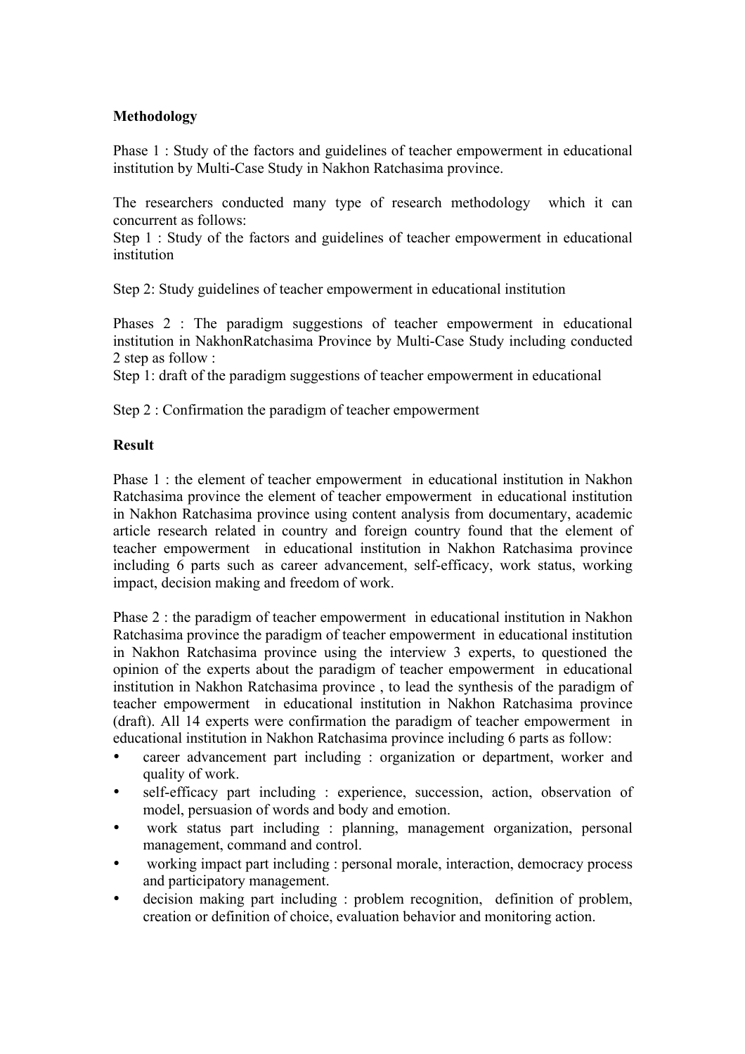**Methodology**

Phase 1 : Study of the factors and guidelines of teacher empowerment in educational institution by Multi-Case Study in Nakhon Ratchasima province.

The researchers conducted many type of research methodology which it can concurrent as follows:
Step 1 : Study of the factors and guidelines of teacher empowerment in educational institution

Step 2: Study guidelines of teacher empowerment in educational institution

Phases 2 : The paradigm suggestions of teacher empowerment in educational institution in NakhonRatchasima Province by Multi-Case Study including conducted 2 step as follow :
Step 1: draft of the paradigm suggestions of teacher empowerment in educational

Step 2 : Confirmation the paradigm of teacher empowerment

**Result**

Phase 1 : the element of teacher empowerment in educational institution in Nakhon Ratchasima province the element of teacher empowerment in educational institution in Nakhon Ratchasima province using content analysis from documentary, academic article research related in country and foreign country found that the element of teacher empowerment in educational institution in Nakhon Ratchasima province including 6 parts such as career advancement, self-efficacy, work status, working impact, decision making and freedom of work.

Phase 2 : the paradigm of teacher empowerment in educational institution in Nakhon Ratchasima province the paradigm of teacher empowerment in educational institution in Nakhon Ratchasima province using the interview 3 experts, to questioned the opinion of the experts about the paradigm of teacher empowerment in educational institution in Nakhon Ratchasima province , to lead the synthesis of the paradigm of teacher empowerment in educational institution in Nakhon Ratchasima province (draft). All 14 experts were confirmation the paradigm of teacher empowerment in educational institution in Nakhon Ratchasima province including 6 parts as follow:

- career advancement part including : organization or department, worker and quality of work.
- self-efficacy part including : experience, succession, action, observation of model, persuasion of words and body and emotion.
- work status part including : planning, management organization, personal management, command and control.
- working impact part including : personal morale, interaction, democracy process and participatory management.
- decision making part including : problem recognition, definition of problem, creation or definition of choice, evaluation behavior and monitoring action.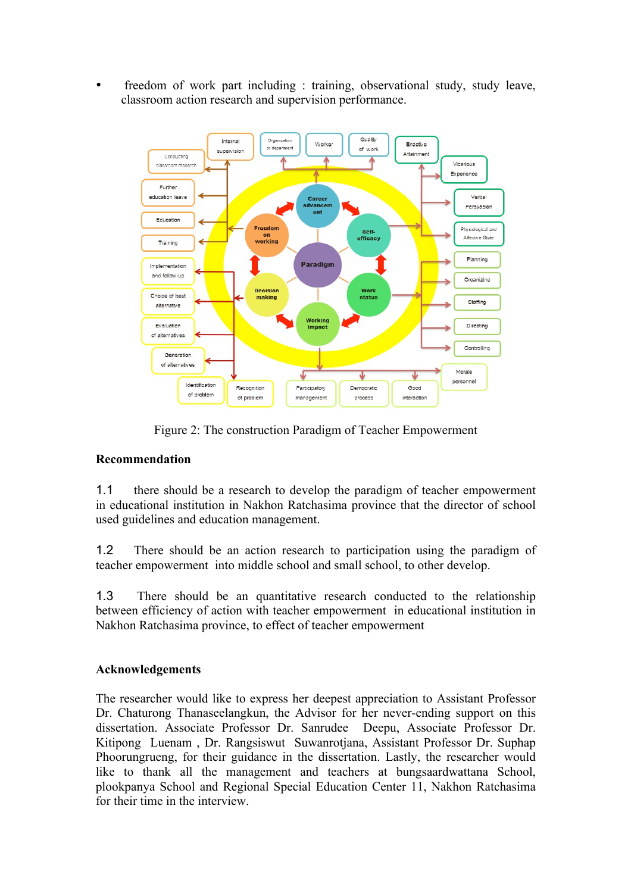- freedom of work part including : training, observational study, study leave, classroom action research and supervision performance.

Internal supervision
Organization or department
Worker
Quality of work
Enactive Attainment
Conducting classroom research
Vicarious Experience
Further education leave
Verbal Persuasion
Education
Physiological and Affective State
Training
Career advancement
Freedom on working
Self-efficacy
Paradigm
Decision making
Work status
Working impact
Implementation and follow-up
Planning
Choice of best alternative
Organizing
Evaluation of alternatives
Staffing
Generation of alternatives
Directing
Controlling
Identification of problem
Recognition of problem
Participatory management
Democratic process
Good interaction
Morale personnel

Figure 2: The construction Paradigm of Teacher Empowerment

**Recommendation**

1.1 there should be a research to develop the paradigm of teacher empowerment in educational institution in Nakhon Ratchasima province that the director of school used guidelines and education management.

1.2 There should be an action research to participation using the paradigm of teacher empowerment into middle school and small school, to other develop.

1.3 There should be an quantitative research conducted to the relationship between efficiency of action with teacher empowerment in educational institution in Nakhon Ratchasima province, to effect of teacher empowerment

**Acknowledgements**

The researcher would like to express her deepest appreciation to Assistant Professor Dr. Chaturong Thanaseelangkun, the Advisor for her never-ending support on this dissertation. Associate Professor Dr. Sanrudee Deepu, Associate Professor Dr. Kitipong Luenam , Dr. Rangsiswut Suwanrotjana, Assistant Professor Dr. Suphap Phoorungrueng, for their guidance in the dissertation. Lastly, the researcher would like to thank all the management and teachers at bungsaardwattana School, plookpanya School and Regional Special Education Center 11, Nakhon Ratchasima for their time in the interview.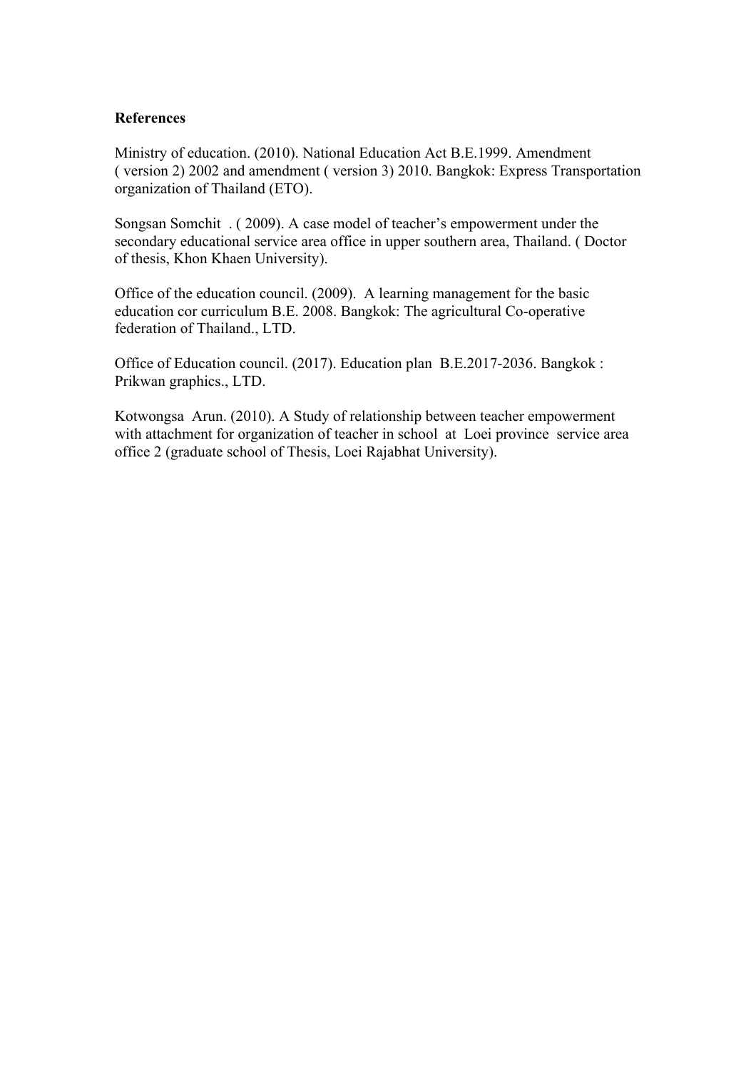**References**

Ministry of education. (2010). National Education Act B.E.1999. Amendment ( version 2) 2002 and amendment ( version 3) 2010. Bangkok: Express Transportation organization of Thailand (ETO).

Songsan Somchit . ( 2009). A case model of teacher's empowerment under the secondary educational service area office in upper southern area, Thailand. ( Doctor of thesis, Khon Khaen University).

Office of the education council. (2009). A learning management for the basic education cor curriculum B.E. 2008. Bangkok: The agricultural Co-operative federation of Thailand., LTD.

Office of Education council. (2017). Education plan B.E.2017-2036. Bangkok : Prikwan graphics., LTD.

Kotwongsa Arun. (2010). A Study of relationship between teacher empowerment with attachment for organization of teacher in school at Loei province service area office 2 (graduate school of Thesis, Loei Rajabhat University).